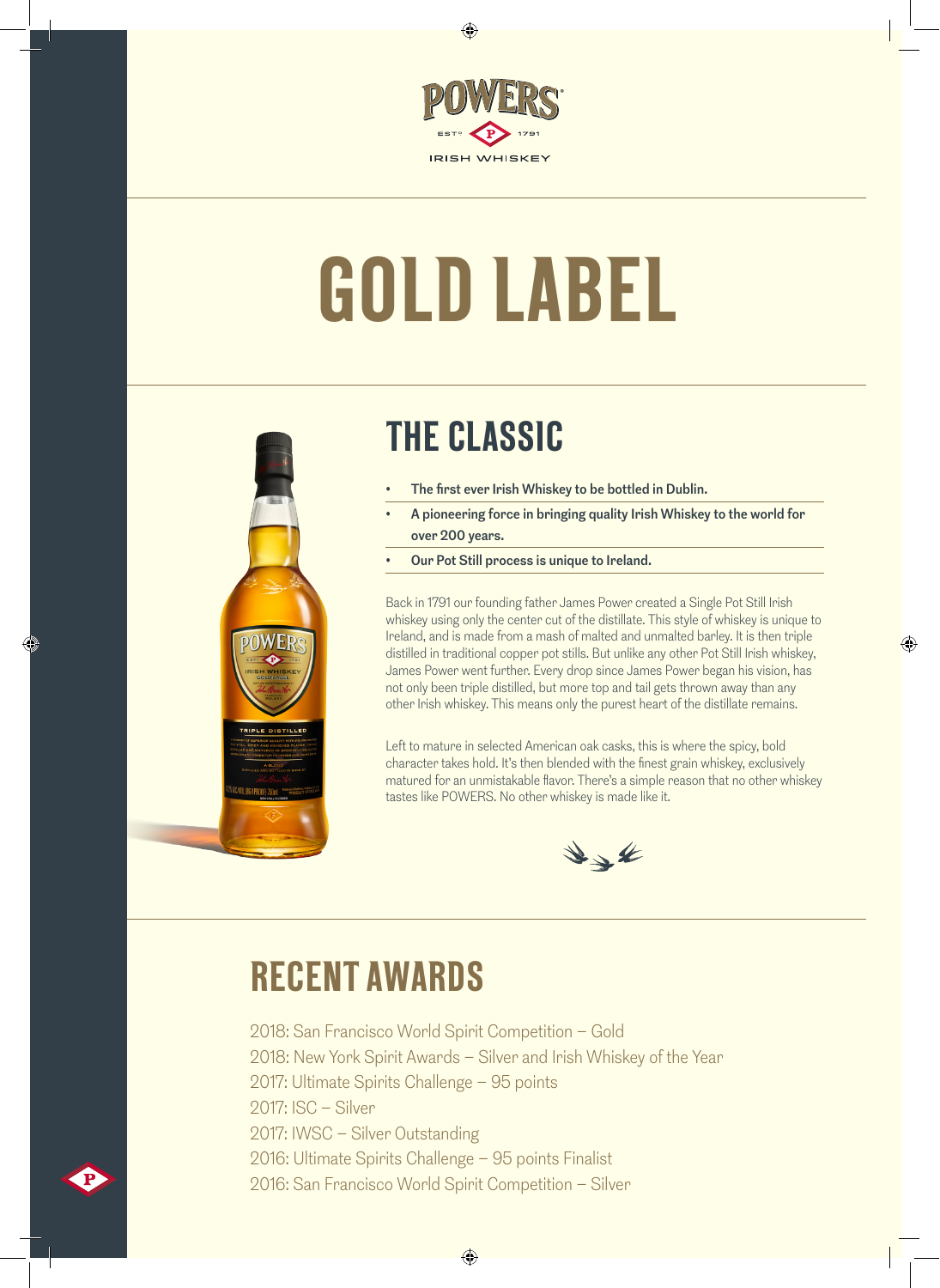POWERS®

EST^D 1791

IRISH WHISKEY

# GOLD LABEL

## THE CLASSIC

- **The first ever Irish Whiskey to be bottled in Dublin.**
- **A pioneering force in bringing quality Irish Whiskey to the world for over 200 years.**
- **Our Pot Still process is unique to Ireland.**

Back in 1791 our founding father James Power created a Single Pot Still Irish whiskey using only the center cut of the distillate. This style of whiskey is unique to Ireland, and is made from a mash of malted and unmalted barley. It is then triple distilled in traditional copper pot stills. But unlike any other Pot Still Irish whiskey, James Power went further. Every drop since James Power began his vision, has not only been triple distilled, but more top and tail gets thrown away than any other Irish whiskey. This means only the purest heart of the distillate remains.

Left to mature in selected American oak casks, this is where the spicy, bold character takes hold. It's then blended with the finest grain whiskey, exclusively matured for an unmistakable flavor. There's a simple reason that no other whiskey tastes like POWERS. No other whiskey is made like it.

## RECENT AWARDS

2018: San Francisco World Spirit Competition – Gold
2018: New York Spirit Awards – Silver and Irish Whiskey of the Year
2017: Ultimate Spirits Challenge – 95 points
2017: ISC – Silver
2017: IWSC – Silver Outstanding
2016: Ultimate Spirits Challenge – 95 points Finalist
2016: San Francisco World Spirit Competition – Silver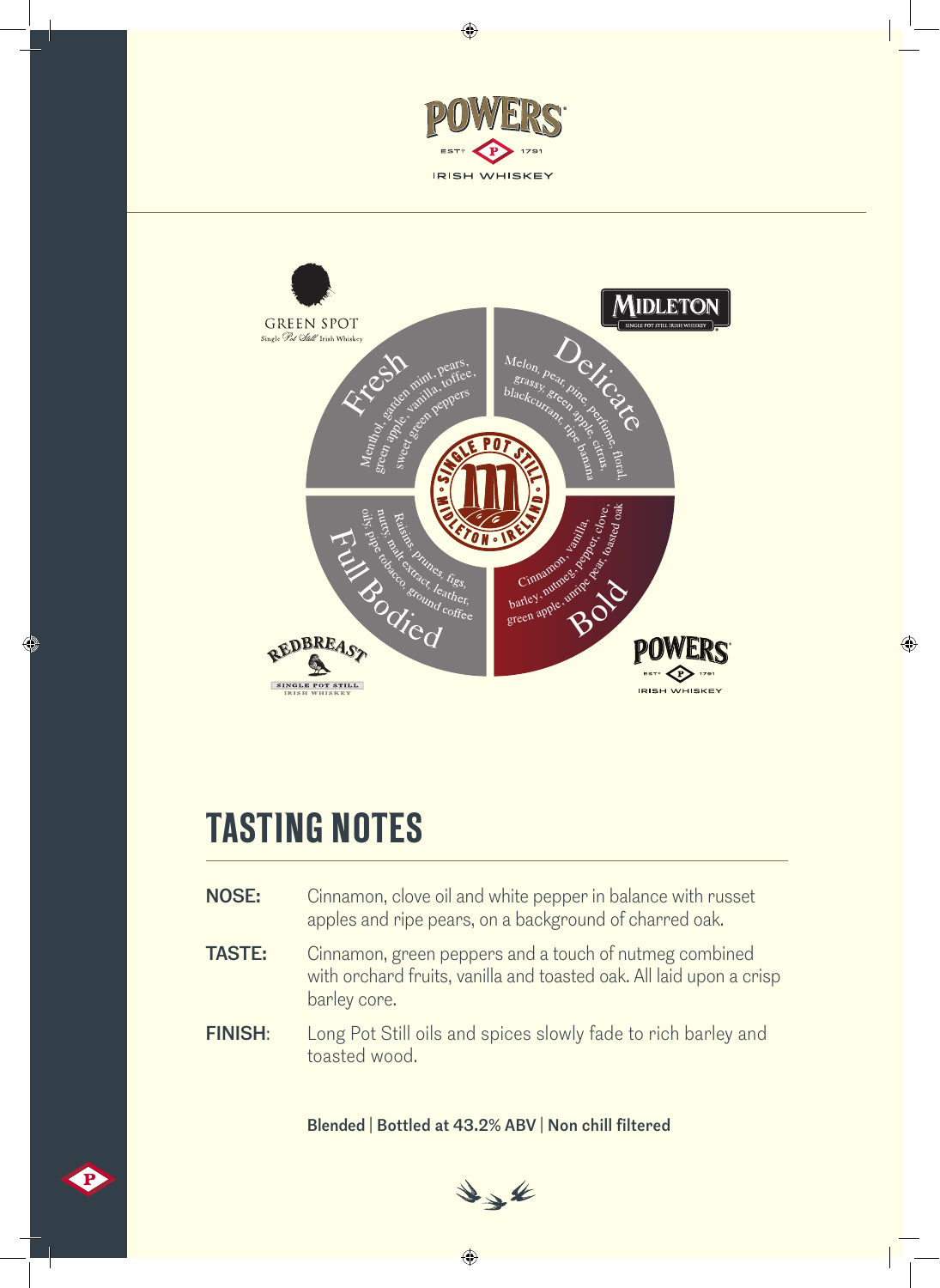POWERS

EST 1791

IRISH WHISKEY

GREEN SPOT

Single Pot Still Irish Whiskey

MIDLETON

SINGLE POT STILL IRISH WHISKEY

Fresh

Menthol, garden mint, pears, green apple, vanilla, toffee, sweet green peppers

Delicate

Melon, pear, pine, perfume, floral, grassy, green apple, citrus, blackcurrant, ripe banana

SINGLE POT STILL · MIDLETON · IRELAND

Full Bodied

Raisins, prunes, figs, nutty, malt extract, leather, oily, pipe tobacco, ground coffee

Bold

Cinnamon, vanilla, pepper, clove, barley, nutmeg, unripe pear, toasted oak, green apple

REDBREAST

SINGLE POT STILL IRISH WHISKEY

POWERS

EST 1791

IRISH WHISKEY

## TASTING NOTES

**NOSE:** Cinnamon, clove oil and white pepper in balance with russet apples and ripe pears, on a background of charred oak.

**TASTE:** Cinnamon, green peppers and a touch of nutmeg combined with orchard fruits, vanilla and toasted oak. All laid upon a crisp barley core.

**FINISH:** Long Pot Still oils and spices slowly fade to rich barley and toasted wood.

**Blended | Bottled at 43.2% ABV | Non chill filtered**